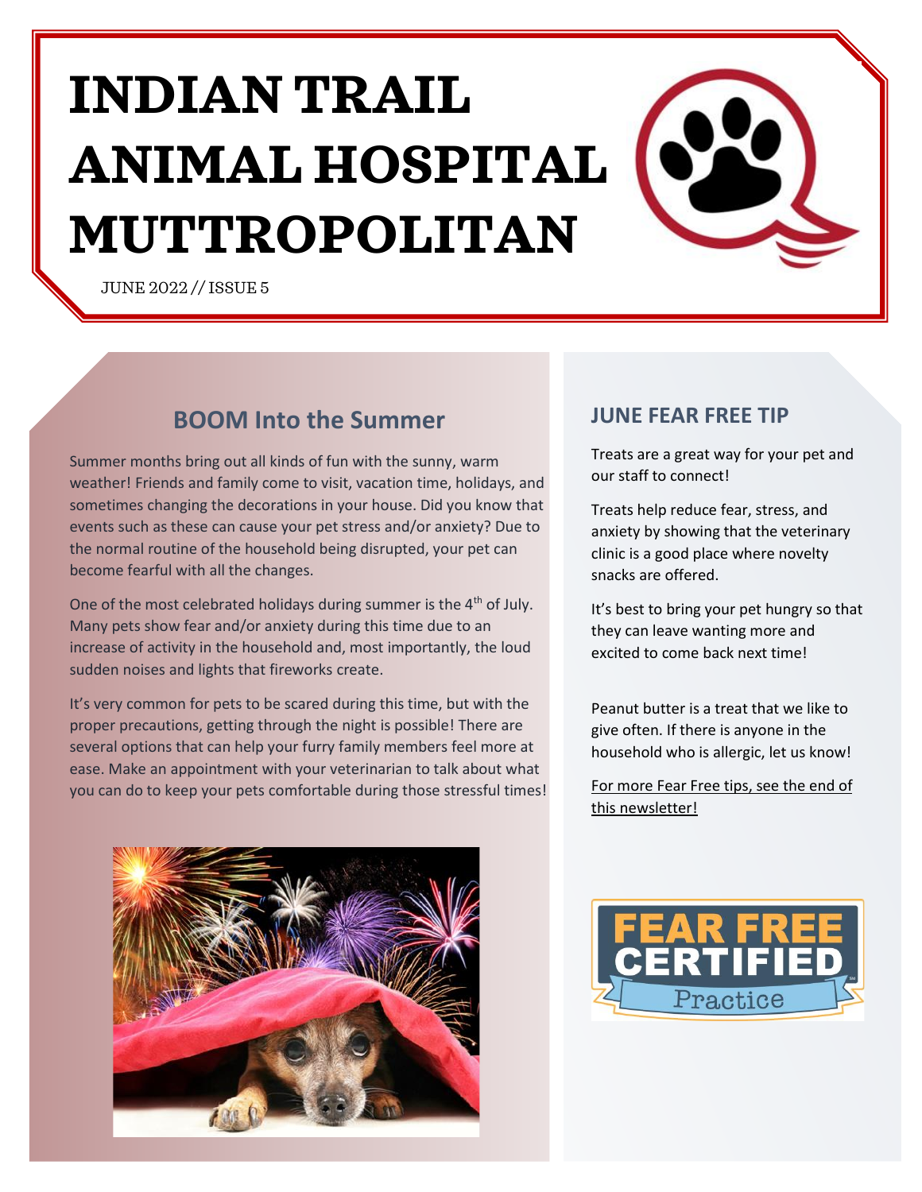# INDIAN TRAIL ANIMAL HOSPITAL MUTTROPOLITAN

JUNE 2022 // ISSUE 5

## BOOM Into the Summer

Summer months bring out all kinds of fun with the sunny, warm weather! Friends and family come to visit, vacation time, holidays, and sometimes changing the decorations in your house. Did you know that events such as these can cause your pet stress and/or anxiety? Due to the normal routine of the household being disrupted, your pet can become fearful with all the changes.

One of the most celebrated holidays during summer is the 4th of July. Many pets show fear and/or anxiety during this time due to an increase of activity in the household and, most importantly, the loud sudden noises and lights that fireworks create.

It's very common for pets to be scared during this time, but with the proper precautions, getting through the night is possible! There are several options that can help your furry family members feel more at ease. Make an appointment with your veterinarian to talk about what you can do to keep your pets comfortable during those stressful times!

## JUNE FEAR FREE TIP

Treats are a great way for your pet and our staff to connect!

Treats help reduce fear, stress, and anxiety by showing that the veterinary clinic is a good place where novelty snacks are offered.

It's best to bring your pet hungry so that they can leave wanting more and excited to come back next time!

Peanut butter is a treat that we like to give often. If there is anyone in the household who is allergic, let us know!

For more Fear Free tips, see the end of this newsletter!

FEAR FREE CERTIFIED Practice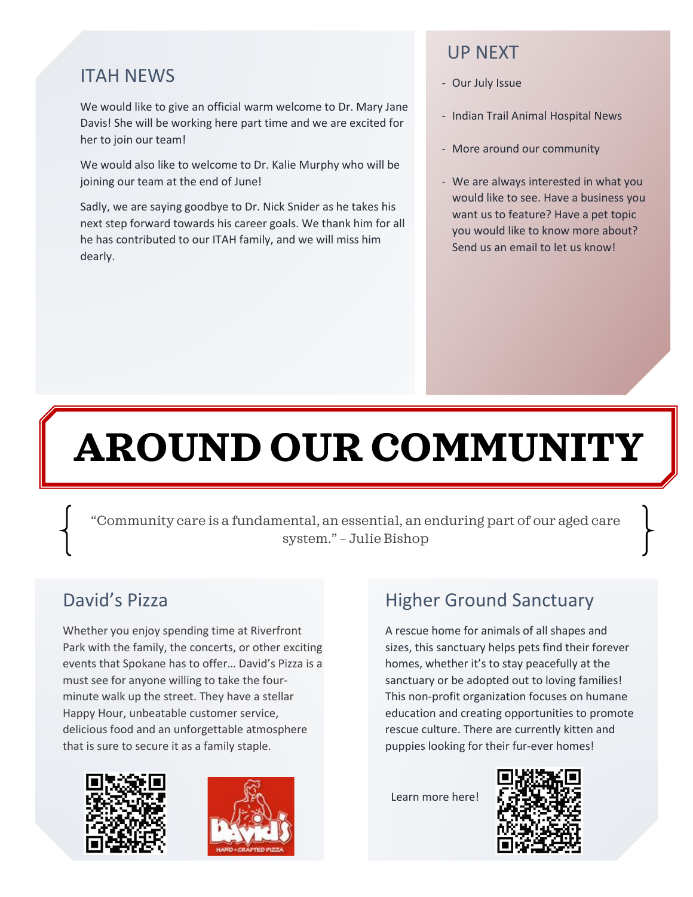## ITAH NEWS

We would like to give an official warm welcome to Dr. Mary Jane Davis! She will be working here part time and we are excited for her to join our team!

We would also like to welcome to Dr. Kalie Murphy who will be joining our team at the end of June!

Sadly, we are saying goodbye to Dr. Nick Snider as he takes his next step forward towards his career goals. We thank him for all he has contributed to our ITAH family, and we will miss him dearly.

## UP NEXT

- Our July Issue
- Indian Trail Animal Hospital News
- More around our community
- We are always interested in what you would like to see. Have a business you want us to feature? Have a pet topic you would like to know more about? Send us an email to let us know!

# AROUND OUR COMMUNITY

"Community care is a fundamental, an essential, an enduring part of our aged care system." – Julie Bishop

## David's Pizza

Whether you enjoy spending time at Riverfront Park with the family, the concerts, or other exciting events that Spokane has to offer… David's Pizza is a must see for anyone willing to take the four-minute walk up the street. They have a stellar Happy Hour, unbeatable customer service, delicious food and an unforgettable atmosphere that is sure to secure it as a family staple.

## Higher Ground Sanctuary

A rescue home for animals of all shapes and sizes, this sanctuary helps pets find their forever homes, whether it's to stay peacefully at the sanctuary or be adopted out to loving families! This non-profit organization focuses on humane education and creating opportunities to promote rescue culture. There are currently kitten and puppies looking for their fur-ever homes!

Learn more here!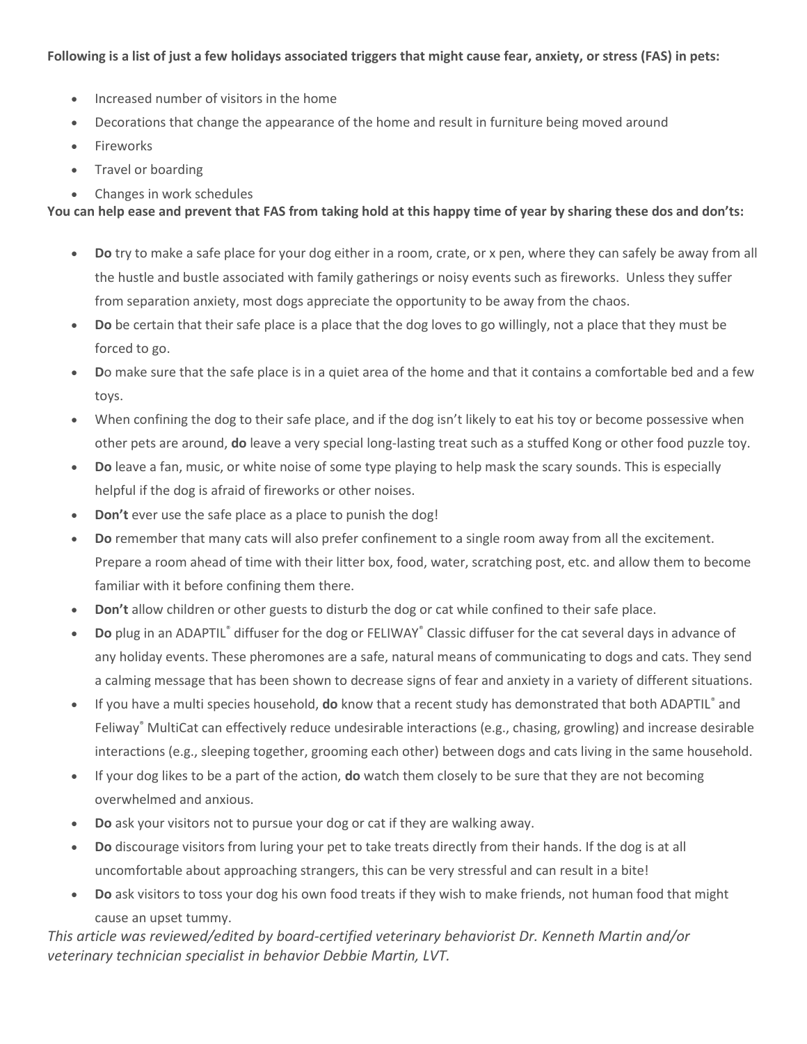**Following is a list of just a few holidays associated triggers that might cause fear, anxiety, or stress (FAS) in pets:**

- Increased number of visitors in the home
- Decorations that change the appearance of the home and result in furniture being moved around
- Fireworks
- Travel or boarding
- Changes in work schedules

**You can help ease and prevent that FAS from taking hold at this happy time of year by sharing these dos and don'ts:**

- **Do** try to make a safe place for your dog either in a room, crate, or x pen, where they can safely be away from all the hustle and bustle associated with family gatherings or noisy events such as fireworks. Unless they suffer from separation anxiety, most dogs appreciate the opportunity to be away from the chaos.
- **Do** be certain that their safe place is a place that the dog loves to go willingly, not a place that they must be forced to go.
- **D**o make sure that the safe place is in a quiet area of the home and that it contains a comfortable bed and a few toys.
- When confining the dog to their safe place, and if the dog isn't likely to eat his toy or become possessive when other pets are around, **do** leave a very special long-lasting treat such as a stuffed Kong or other food puzzle toy.
- **Do** leave a fan, music, or white noise of some type playing to help mask the scary sounds. This is especially helpful if the dog is afraid of fireworks or other noises.
- **Don't** ever use the safe place as a place to punish the dog!
- **Do** remember that many cats will also prefer confinement to a single room away from all the excitement. Prepare a room ahead of time with their litter box, food, water, scratching post, etc. and allow them to become familiar with it before confining them there.
- **Don't** allow children or other guests to disturb the dog or cat while confined to their safe place.
- **Do** plug in an ADAPTIL® diffuser for the dog or FELIWAY® Classic diffuser for the cat several days in advance of any holiday events. These pheromones are a safe, natural means of communicating to dogs and cats. They send a calming message that has been shown to decrease signs of fear and anxiety in a variety of different situations.
- If you have a multi species household, **do** know that a recent study has demonstrated that both ADAPTIL® and Feliway® MultiCat can effectively reduce undesirable interactions (e.g., chasing, growling) and increase desirable interactions (e.g., sleeping together, grooming each other) between dogs and cats living in the same household.
- If your dog likes to be a part of the action, **do** watch them closely to be sure that they are not becoming overwhelmed and anxious.
- **Do** ask your visitors not to pursue your dog or cat if they are walking away.
- **Do** discourage visitors from luring your pet to take treats directly from their hands. If the dog is at all uncomfortable about approaching strangers, this can be very stressful and can result in a bite!
- **Do** ask visitors to toss your dog his own food treats if they wish to make friends, not human food that might cause an upset tummy.

*This article was reviewed/edited by board-certified veterinary behaviorist Dr. Kenneth Martin and/or veterinary technician specialist in behavior Debbie Martin, LVT.*